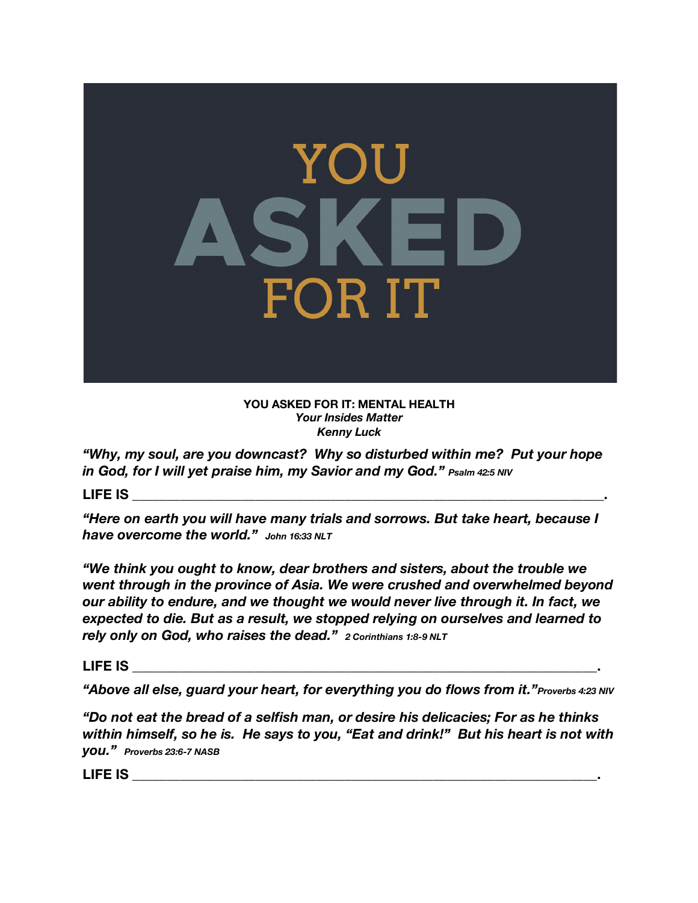# YOU ASKED FOR IT

**YOU ASKED FOR IT: MENTAL HEALTH**
***Your Insides Matter***
***Kenny Luck***

***"Why, my soul, are you downcast? Why so disturbed within me? Put your hope in God, for I will yet praise him, my Savior and my God."*** *Psalm 42:5 NIV*

**LIFE IS \_\_\_\_\_\_\_\_\_\_\_\_\_\_\_\_\_\_\_\_\_\_\_\_\_\_\_\_\_\_\_\_\_\_\_\_\_\_\_\_\_\_\_\_\_\_\_\_\_\_\_\_\_\_.**

***"Here on earth you will have many trials and sorrows. But take heart, because I have overcome the world."*** *John 16:33 NLT*

***"We think you ought to know, dear brothers and sisters, about the trouble we went through in the province of Asia. We were crushed and overwhelmed beyond our ability to endure, and we thought we would never live through it. In fact, we expected to die. But as a result, we stopped relying on ourselves and learned to rely only on God, who raises the dead."*** *2 Corinthians 1:8-9 NLT*

**LIFE IS \_\_\_\_\_\_\_\_\_\_\_\_\_\_\_\_\_\_\_\_\_\_\_\_\_\_\_\_\_\_\_\_\_\_\_\_\_\_\_\_\_\_\_\_\_\_\_\_\_\_\_\_\_\_.**

***"Above all else, guard your heart, for everything you do flows from it."*** *Proverbs 4:23 NIV*

***"Do not eat the bread of a selfish man, or desire his delicacies; For as he thinks within himself, so he is. He says to you, "Eat and drink!" But his heart is not with you."*** *Proverbs 23:6-7 NASB*

**LIFE IS \_\_\_\_\_\_\_\_\_\_\_\_\_\_\_\_\_\_\_\_\_\_\_\_\_\_\_\_\_\_\_\_\_\_\_\_\_\_\_\_\_\_\_\_\_\_\_\_\_\_\_\_\_\_.**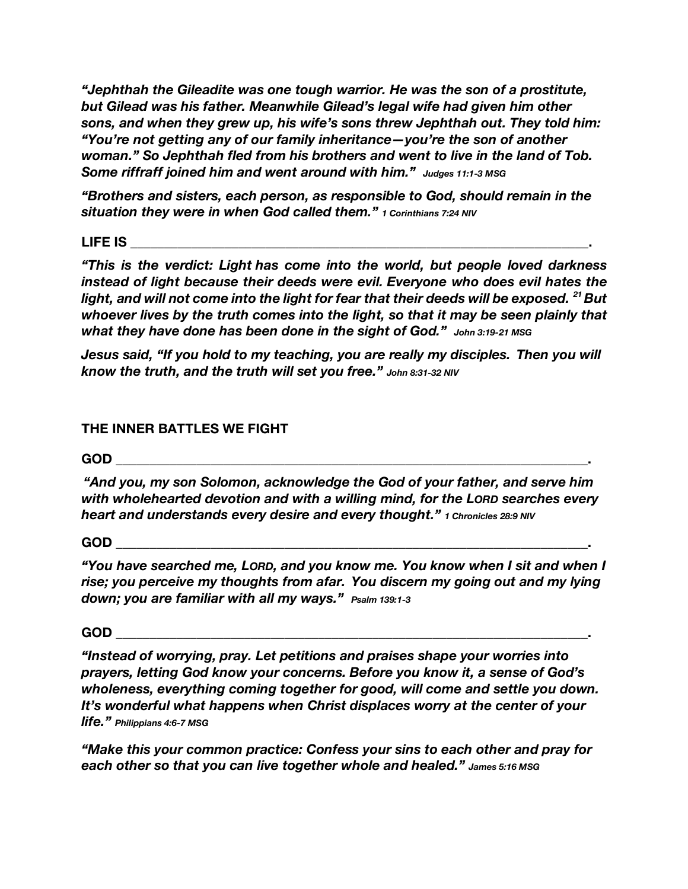*"Jephthah the Gileadite was one tough warrior. He was the son of a prostitute, but Gilead was his father. Meanwhile Gilead's legal wife had given him other sons, and when they grew up, his wife's sons threw Jephthah out. They told him: "You're not getting any of our family inheritance—you're the son of another woman." So Jephthah fled from his brothers and went to live in the land of Tob. Some riffraff joined him and went around with him."* ***Judges 11:1-3 MSG***

*"Brothers and sisters, each person, as responsible to God, should remain in the situation they were in when God called them."* ***1 Corinthians 7:24 NIV***

**LIFE IS \_\_\_\_\_\_\_\_\_\_\_\_\_\_\_\_\_\_\_\_\_\_\_\_\_\_\_\_\_\_\_\_\_\_\_\_\_\_\_\_\_\_\_\_\_\_\_\_\_\_\_\_\_\_\_\_\_\_\_\_\_\_\_\_\_\_\_\_\_.**

*"This is the verdict: Light has come into the world, but people loved darkness instead of light because their deeds were evil. Everyone who does evil hates the light, and will not come into the light for fear that their deeds will be exposed. [21] But whoever lives by the truth comes into the light, so that it may be seen plainly that what they have done has been done in the sight of God."* ***John 3:19-21 MSG***

*Jesus said, "If you hold to my teaching, you are really my disciples. Then you will know the truth, and the truth will set you free."* ***John 8:31-32 NIV***

## THE INNER BATTLES WE FIGHT

**GOD \_\_\_\_\_\_\_\_\_\_\_\_\_\_\_\_\_\_\_\_\_\_\_\_\_\_\_\_\_\_\_\_\_\_\_\_\_\_\_\_\_\_\_\_\_\_\_\_\_\_\_\_\_\_\_\_\_\_\_\_\_\_\_\_\_\_\_\_\_\_\_.**

*"And you, my son Solomon, acknowledge the God of your father, and serve him with wholehearted devotion and with a willing mind, for the LORD searches every heart and understands every desire and every thought."* ***1 Chronicles 28:9 NIV***

**GOD \_\_\_\_\_\_\_\_\_\_\_\_\_\_\_\_\_\_\_\_\_\_\_\_\_\_\_\_\_\_\_\_\_\_\_\_\_\_\_\_\_\_\_\_\_\_\_\_\_\_\_\_\_\_\_\_\_\_\_\_\_\_\_\_\_\_\_\_\_\_\_.**

*"You have searched me, LORD, and you know me. You know when I sit and when I rise; you perceive my thoughts from afar. You discern my going out and my lying down; you are familiar with all my ways."* ***Psalm 139:1-3***

**GOD \_\_\_\_\_\_\_\_\_\_\_\_\_\_\_\_\_\_\_\_\_\_\_\_\_\_\_\_\_\_\_\_\_\_\_\_\_\_\_\_\_\_\_\_\_\_\_\_\_\_\_\_\_\_\_\_\_\_\_\_\_\_\_\_\_\_\_\_\_\_\_.**

*"Instead of worrying, pray. Let petitions and praises shape your worries into prayers, letting God know your concerns. Before you know it, a sense of God's wholeness, everything coming together for good, will come and settle you down. It's wonderful what happens when Christ displaces worry at the center of your life."* ***Philippians 4:6-7 MSG***

*"Make this your common practice: Confess your sins to each other and pray for each other so that you can live together whole and healed."* ***James 5:16 MSG***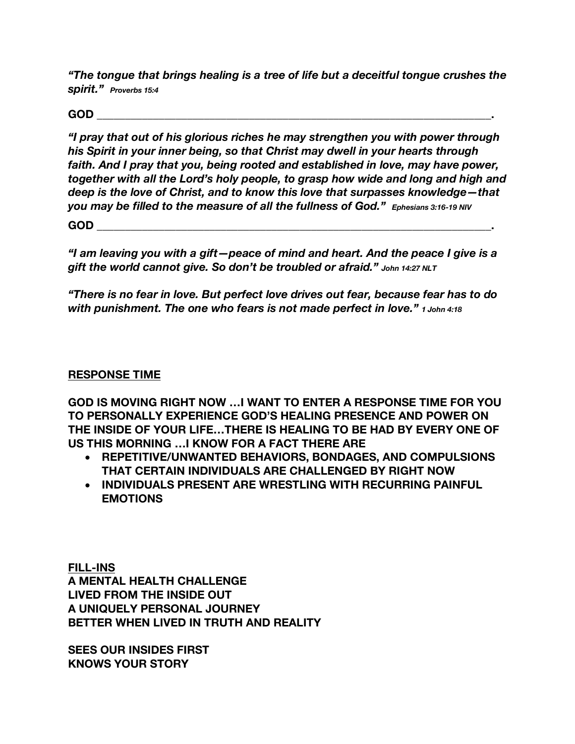***"The tongue that brings healing is a tree of life but a deceitful tongue crushes the spirit."*** *Proverbs 15:4*

**GOD \_\_\_\_\_\_\_\_\_\_\_\_\_\_\_\_\_\_\_\_\_\_\_\_\_\_\_\_\_\_\_\_\_\_\_\_\_\_\_\_\_\_\_\_\_\_\_\_\_\_\_\_\_\_\_\_\_\_\_\_\_\_\_\_\_\_\_\_\_\_\_\_.**

***"I pray that out of his glorious riches he may strengthen you with power through his Spirit in your inner being, so that Christ may dwell in your hearts through faith. And I pray that you, being rooted and established in love, may have power, together with all the Lord's holy people, to grasp how wide and long and high and deep is the love of Christ, and to know this love that surpasses knowledge—that you may be filled to the measure of all the fullness of God."*** *Ephesians 3:16-19 NIV*

**GOD \_\_\_\_\_\_\_\_\_\_\_\_\_\_\_\_\_\_\_\_\_\_\_\_\_\_\_\_\_\_\_\_\_\_\_\_\_\_\_\_\_\_\_\_\_\_\_\_\_\_\_\_\_\_\_\_\_\_\_\_\_\_\_\_\_\_\_\_\_\_\_\_.**

***"I am leaving you with a gift—peace of mind and heart. And the peace I give is a gift the world cannot give. So don't be troubled or afraid."*** *John 14:27 NLT*

***"There is no fear in love. But perfect love drives out fear, because fear has to do with punishment. The one who fears is not made perfect in love."*** *1 John 4:18*

**<u>RESPONSE TIME</u>**

**GOD IS MOVING RIGHT NOW …I WANT TO ENTER A RESPONSE TIME FOR YOU TO PERSONALLY EXPERIENCE GOD'S HEALING PRESENCE AND POWER ON THE INSIDE OF YOUR LIFE…THERE IS HEALING TO BE HAD BY EVERY ONE OF US THIS MORNING …I KNOW FOR A FACT THERE ARE**

- **REPETITIVE/UNWANTED BEHAVIORS, BONDAGES, AND COMPULSIONS THAT CERTAIN INDIVIDUALS ARE CHALLENGED BY RIGHT NOW**
- **INDIVIDUALS PRESENT ARE WRESTLING WITH RECURRING PAINFUL EMOTIONS**

**<u>FILL-INS</u>**
**A MENTAL HEALTH CHALLENGE**
**LIVED FROM THE INSIDE OUT**
**A UNIQUELY PERSONAL JOURNEY**
**BETTER WHEN LIVED IN TRUTH AND REALITY**

**SEES OUR INSIDES FIRST**
**KNOWS YOUR STORY**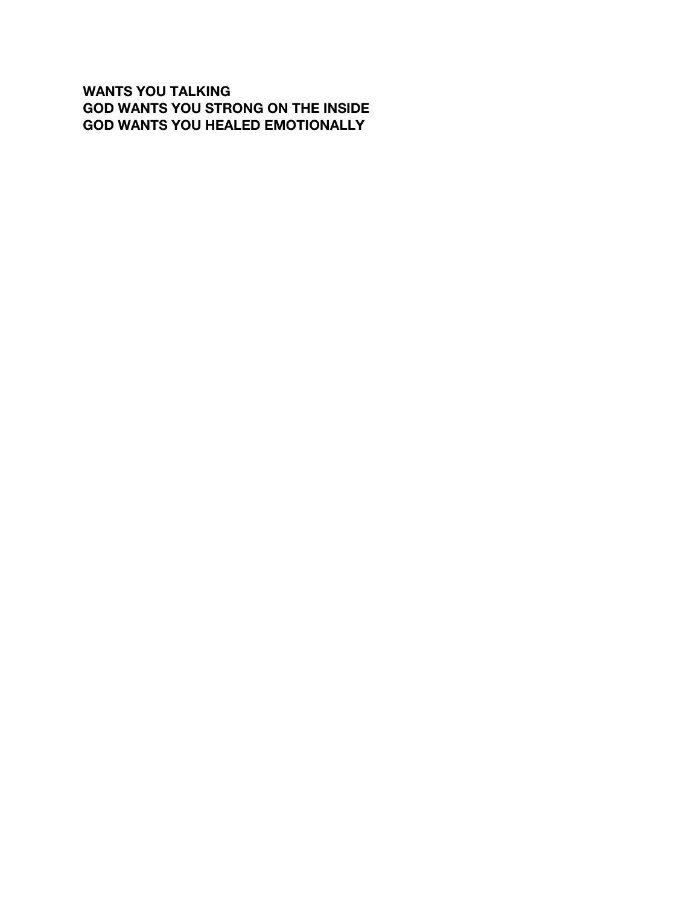**WANTS YOU TALKING**
**GOD WANTS YOU STRONG ON THE INSIDE**
**GOD WANTS YOU HEALED EMOTIONALLY**